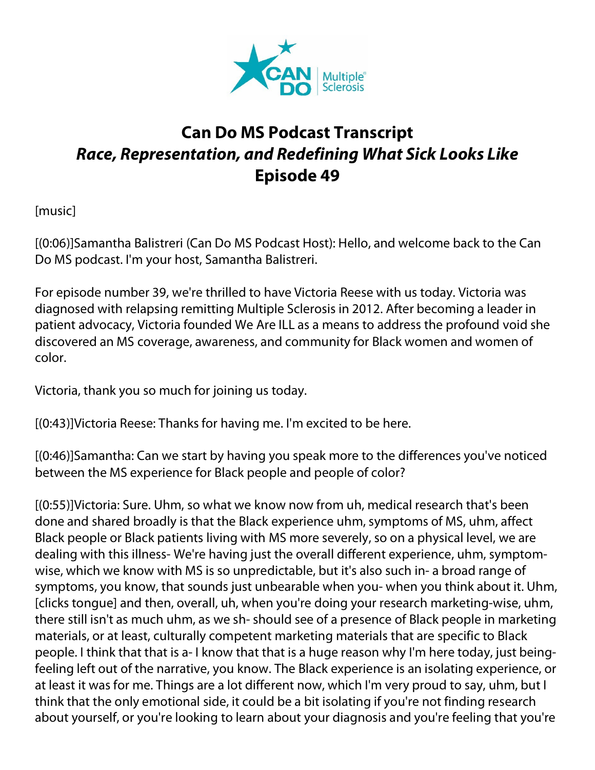# Can Do MS Podcast Transcript
## *Race, Representation, and Redefining What Sick Looks Like*
## Episode 49

[music]

[(0:06)]Samantha Balistreri (Can Do MS Podcast Host): Hello, and welcome back to the Can Do MS podcast. I'm your host, Samantha Balistreri.

For episode number 39, we're thrilled to have Victoria Reese with us today. Victoria was diagnosed with relapsing remitting Multiple Sclerosis in 2012. After becoming a leader in patient advocacy, Victoria founded We Are ILL as a means to address the profound void she discovered an MS coverage, awareness, and community for Black women and women of color.

Victoria, thank you so much for joining us today.

[(0:43)]Victoria Reese: Thanks for having me. I'm excited to be here.

[(0:46)]Samantha: Can we start by having you speak more to the differences you've noticed between the MS experience for Black people and people of color?

[(0:55)]Victoria: Sure. Uhm, so what we know now from uh, medical research that's been done and shared broadly is that the Black experience uhm, symptoms of MS, uhm, affect Black people or Black patients living with MS more severely, so on a physical level, we are dealing with this illness- We're having just the overall different experience, uhm, symptom-wise, which we know with MS is so unpredictable, but it's also such in- a broad range of symptoms, you know, that sounds just unbearable when you- when you think about it. Uhm, [clicks tongue] and then, overall, uh, when you're doing your research marketing-wise, uhm, there still isn't as much uhm, as we sh- should see of a presence of Black people in marketing materials, or at least, culturally competent marketing materials that are specific to Black people. I think that that is a- I know that that is a huge reason why I'm here today, just being- feeling left out of the narrative, you know. The Black experience is an isolating experience, or at least it was for me. Things are a lot different now, which I'm very proud to say, uhm, but I think that the only emotional side, it could be a bit isolating if you're not finding research about yourself, or you're looking to learn about your diagnosis and you're feeling that you're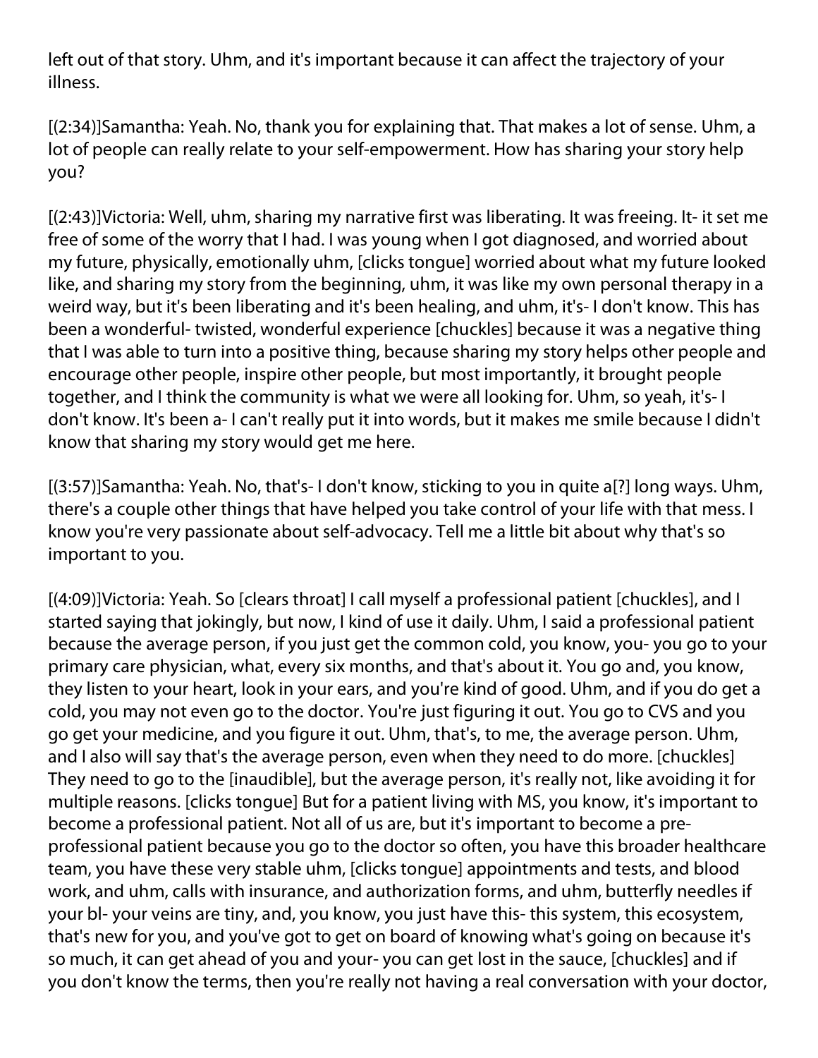left out of that story. Uhm, and it's important because it can affect the trajectory of your illness.

[(2:34)]Samantha: Yeah. No, thank you for explaining that. That makes a lot of sense. Uhm, a lot of people can really relate to your self-empowerment. How has sharing your story help you?

[(2:43)]Victoria: Well, uhm, sharing my narrative first was liberating. It was freeing. It- it set me free of some of the worry that I had. I was young when I got diagnosed, and worried about my future, physically, emotionally uhm, [clicks tongue] worried about what my future looked like, and sharing my story from the beginning, uhm, it was like my own personal therapy in a weird way, but it's been liberating and it's been healing, and uhm, it's- I don't know. This has been a wonderful- twisted, wonderful experience [chuckles] because it was a negative thing that I was able to turn into a positive thing, because sharing my story helps other people and encourage other people, inspire other people, but most importantly, it brought people together, and I think the community is what we were all looking for. Uhm, so yeah, it's- I don't know. It's been a- I can't really put it into words, but it makes me smile because I didn't know that sharing my story would get me here.

[(3:57)]Samantha: Yeah. No, that's- I don't know, sticking to you in quite a[?] long ways. Uhm, there's a couple other things that have helped you take control of your life with that mess. I know you're very passionate about self-advocacy. Tell me a little bit about why that's so important to you.

[(4:09)]Victoria: Yeah. So [clears throat] I call myself a professional patient [chuckles], and I started saying that jokingly, but now, I kind of use it daily. Uhm, I said a professional patient because the average person, if you just get the common cold, you know, you- you go to your primary care physician, what, every six months, and that's about it. You go and, you know, they listen to your heart, look in your ears, and you're kind of good. Uhm, and if you do get a cold, you may not even go to the doctor. You're just figuring it out. You go to CVS and you go get your medicine, and you figure it out. Uhm, that's, to me, the average person. Uhm, and I also will say that's the average person, even when they need to do more. [chuckles] They need to go to the [inaudible], but the average person, it's really not, like avoiding it for multiple reasons. [clicks tongue] But for a patient living with MS, you know, it's important to become a professional patient. Not all of us are, but it's important to become a pre-professional patient because you go to the doctor so often, you have this broader healthcare team, you have these very stable uhm, [clicks tongue] appointments and tests, and blood work, and uhm, calls with insurance, and authorization forms, and uhm, butterfly needles if your bl- your veins are tiny, and, you know, you just have this- this system, this ecosystem, that's new for you, and you've got to get on board of knowing what's going on because it's so much, it can get ahead of you and your- you can get lost in the sauce, [chuckles] and if you don't know the terms, then you're really not having a real conversation with your doctor,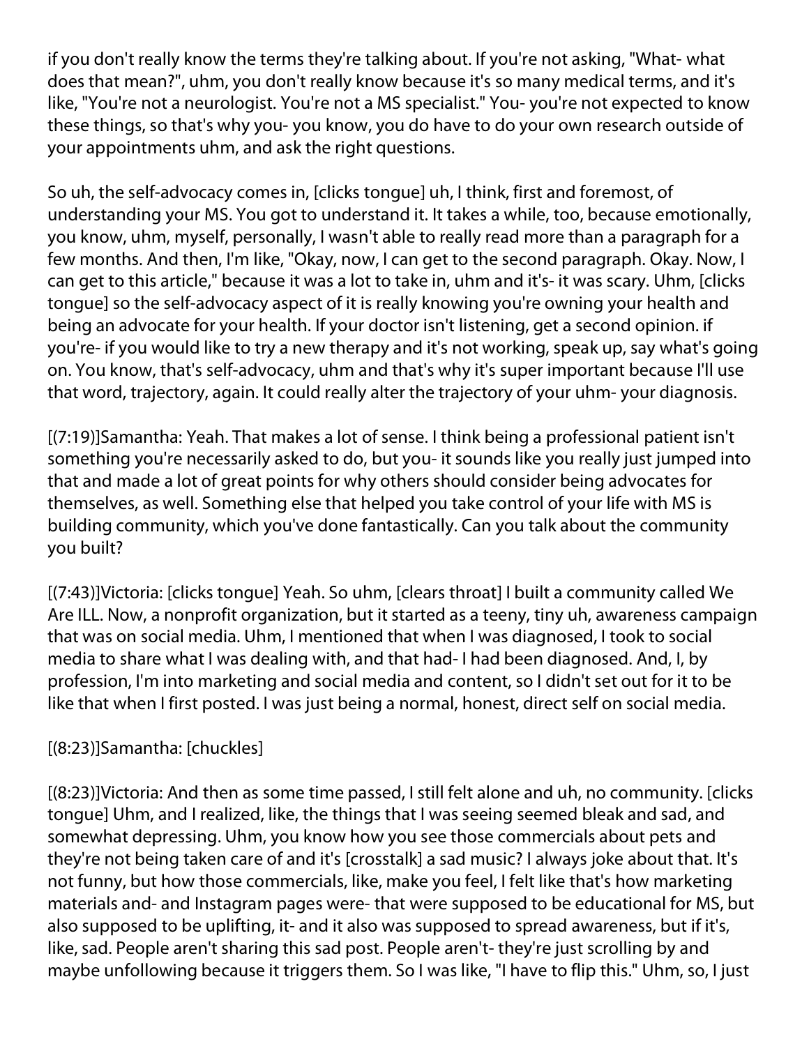if you don't really know the terms they're talking about. If you're not asking, "What- what does that mean?", uhm, you don't really know because it's so many medical terms, and it's like, "You're not a neurologist. You're not a MS specialist." You- you're not expected to know these things, so that's why you- you know, you do have to do your own research outside of your appointments uhm, and ask the right questions.

So uh, the self-advocacy comes in, [clicks tongue] uh, I think, first and foremost, of understanding your MS. You got to understand it. It takes a while, too, because emotionally, you know, uhm, myself, personally, I wasn't able to really read more than a paragraph for a few months. And then, I'm like, "Okay, now, I can get to the second paragraph. Okay. Now, I can get to this article," because it was a lot to take in, uhm and it's- it was scary. Uhm, [clicks tongue] so the self-advocacy aspect of it is really knowing you're owning your health and being an advocate for your health. If your doctor isn't listening, get a second opinion. if you're- if you would like to try a new therapy and it's not working, speak up, say what's going on. You know, that's self-advocacy, uhm and that's why it's super important because I'll use that word, trajectory, again. It could really alter the trajectory of your uhm- your diagnosis.

[(7:19)]Samantha: Yeah. That makes a lot of sense. I think being a professional patient isn't something you're necessarily asked to do, but you- it sounds like you really just jumped into that and made a lot of great points for why others should consider being advocates for themselves, as well. Something else that helped you take control of your life with MS is building community, which you've done fantastically. Can you talk about the community you built?

[(7:43)]Victoria: [clicks tongue] Yeah. So uhm, [clears throat] I built a community called We Are ILL. Now, a nonprofit organization, but it started as a teeny, tiny uh, awareness campaign that was on social media. Uhm, I mentioned that when I was diagnosed, I took to social media to share what I was dealing with, and that had- I had been diagnosed. And, I, by profession, I'm into marketing and social media and content, so I didn't set out for it to be like that when I first posted. I was just being a normal, honest, direct self on social media.

[(8:23)]Samantha: [chuckles]

[(8:23)]Victoria: And then as some time passed, I still felt alone and uh, no community. [clicks tongue] Uhm, and I realized, like, the things that I was seeing seemed bleak and sad, and somewhat depressing. Uhm, you know how you see those commercials about pets and they're not being taken care of and it's [crosstalk] a sad music? I always joke about that. It's not funny, but how those commercials, like, make you feel, I felt like that's how marketing materials and- and Instagram pages were- that were supposed to be educational for MS, but also supposed to be uplifting, it- and it also was supposed to spread awareness, but if it's, like, sad. People aren't sharing this sad post. People aren't- they're just scrolling by and maybe unfollowing because it triggers them. So I was like, "I have to flip this." Uhm, so, I just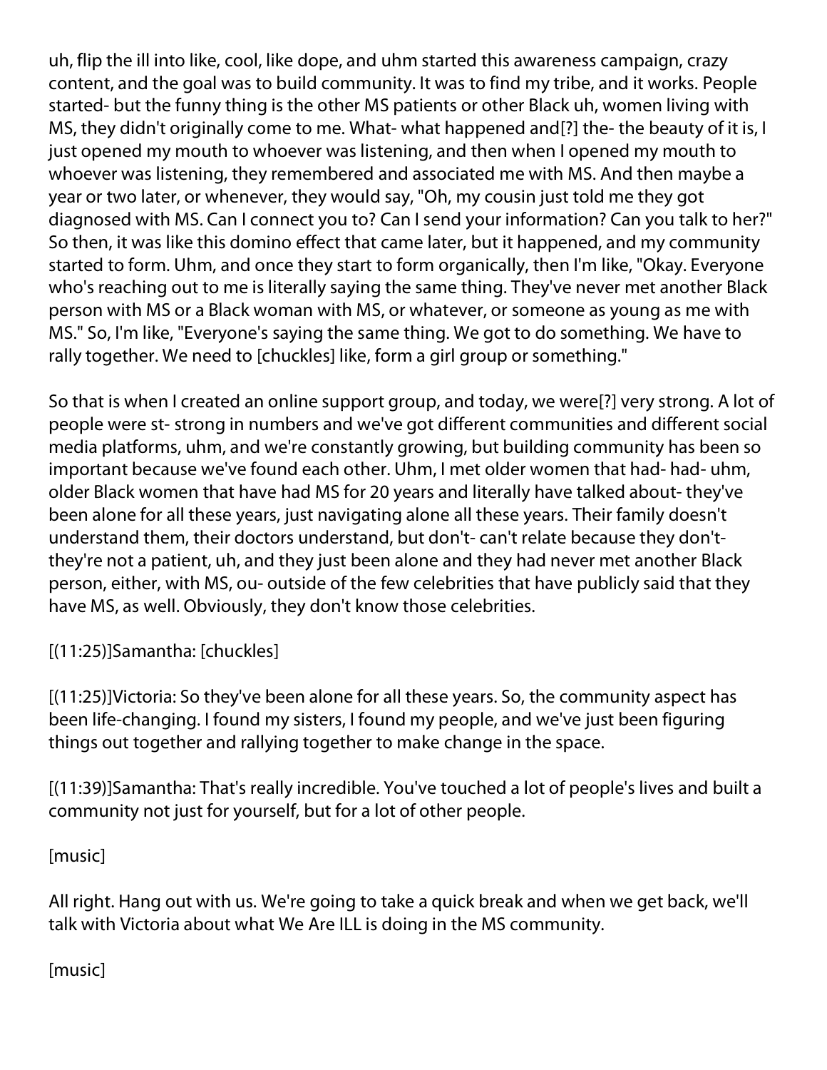uh, flip the ill into like, cool, like dope, and uhm started this awareness campaign, crazy content, and the goal was to build community. It was to find my tribe, and it works. People started- but the funny thing is the other MS patients or other Black uh, women living with MS, they didn't originally come to me. What- what happened and[?] the- the beauty of it is, I just opened my mouth to whoever was listening, and then when I opened my mouth to whoever was listening, they remembered and associated me with MS. And then maybe a year or two later, or whenever, they would say, "Oh, my cousin just told me they got diagnosed with MS. Can I connect you to? Can I send your information? Can you talk to her?" So then, it was like this domino effect that came later, but it happened, and my community started to form. Uhm, and once they start to form organically, then I'm like, "Okay. Everyone who's reaching out to me is literally saying the same thing. They've never met another Black person with MS or a Black woman with MS, or whatever, or someone as young as me with MS." So, I'm like, "Everyone's saying the same thing. We got to do something. We have to rally together. We need to [chuckles] like, form a girl group or something."

So that is when I created an online support group, and today, we were[?] very strong. A lot of people were st- strong in numbers and we've got different communities and different social media platforms, uhm, and we're constantly growing, but building community has been so important because we've found each other. Uhm, I met older women that had- had- uhm, older Black women that have had MS for 20 years and literally have talked about- they've been alone for all these years, just navigating alone all these years. Their family doesn't understand them, their doctors understand, but don't- can't relate because they don't- they're not a patient, uh, and they just been alone and they had never met another Black person, either, with MS, ou- outside of the few celebrities that have publicly said that they have MS, as well. Obviously, they don't know those celebrities.

[(11:25)]Samantha: [chuckles]

[(11:25)]Victoria: So they've been alone for all these years. So, the community aspect has been life-changing. I found my sisters, I found my people, and we've just been figuring things out together and rallying together to make change in the space.

[(11:39)]Samantha: That's really incredible. You've touched a lot of people's lives and built a community not just for yourself, but for a lot of other people.

[music]

All right. Hang out with us. We're going to take a quick break and when we get back, we'll talk with Victoria about what We Are ILL is doing in the MS community.

[music]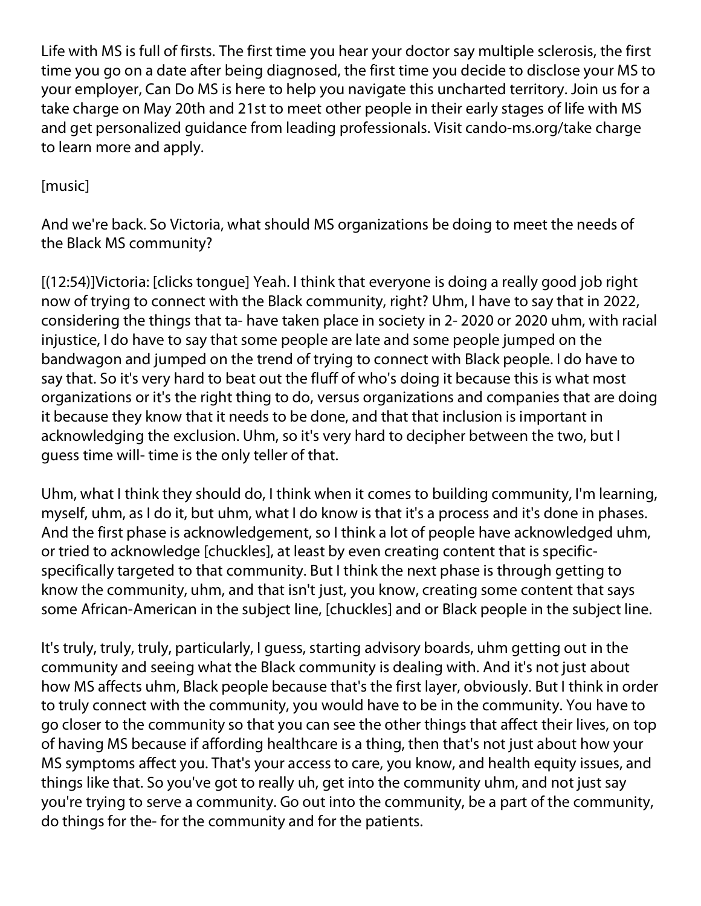Life with MS is full of firsts. The first time you hear your doctor say multiple sclerosis, the first time you go on a date after being diagnosed, the first time you decide to disclose your MS to your employer, Can Do MS is here to help you navigate this uncharted territory. Join us for a take charge on May 20th and 21st to meet other people in their early stages of life with MS and get personalized guidance from leading professionals. Visit cando-ms.org/take charge to learn more and apply.

[music]

And we're back. So Victoria, what should MS organizations be doing to meet the needs of the Black MS community?

[(12:54)]Victoria: [clicks tongue] Yeah. I think that everyone is doing a really good job right now of trying to connect with the Black community, right? Uhm, I have to say that in 2022, considering the things that ta- have taken place in society in 2- 2020 or 2020 uhm, with racial injustice, I do have to say that some people are late and some people jumped on the bandwagon and jumped on the trend of trying to connect with Black people. I do have to say that. So it's very hard to beat out the fluff of who's doing it because this is what most organizations or it's the right thing to do, versus organizations and companies that are doing it because they know that it needs to be done, and that that inclusion is important in acknowledging the exclusion. Uhm, so it's very hard to decipher between the two, but I guess time will- time is the only teller of that.

Uhm, what I think they should do, I think when it comes to building community, I'm learning, myself, uhm, as I do it, but uhm, what I do know is that it's a process and it's done in phases. And the first phase is acknowledgement, so I think a lot of people have acknowledged uhm, or tried to acknowledge [chuckles], at least by even creating content that is specific- specifically targeted to that community. But I think the next phase is through getting to know the community, uhm, and that isn't just, you know, creating some content that says some African-American in the subject line, [chuckles] and or Black people in the subject line.

It's truly, truly, truly, particularly, I guess, starting advisory boards, uhm getting out in the community and seeing what the Black community is dealing with. And it's not just about how MS affects uhm, Black people because that's the first layer, obviously. But I think in order to truly connect with the community, you would have to be in the community. You have to go closer to the community so that you can see the other things that affect their lives, on top of having MS because if affording healthcare is a thing, then that's not just about how your MS symptoms affect you. That's your access to care, you know, and health equity issues, and things like that. So you've got to really uh, get into the community uhm, and not just say you're trying to serve a community. Go out into the community, be a part of the community, do things for the- for the community and for the patients.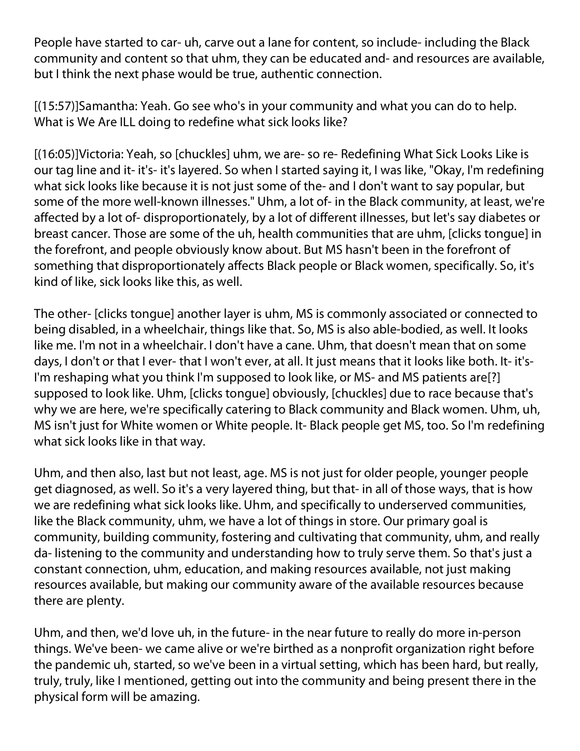People have started to car- uh, carve out a lane for content, so include- including the Black community and content so that uhm, they can be educated and- and resources are available, but I think the next phase would be true, authentic connection.

[(15:57)]Samantha: Yeah. Go see who's in your community and what you can do to help. What is We Are ILL doing to redefine what sick looks like?

[(16:05)]Victoria: Yeah, so [chuckles] uhm, we are- so re- Redefining What Sick Looks Like is our tag line and it- it's- it's layered. So when I started saying it, I was like, "Okay, I'm redefining what sick looks like because it is not just some of the- and I don't want to say popular, but some of the more well-known illnesses." Uhm, a lot of- in the Black community, at least, we're affected by a lot of- disproportionately, by a lot of different illnesses, but let's say diabetes or breast cancer. Those are some of the uh, health communities that are uhm, [clicks tongue] in the forefront, and people obviously know about. But MS hasn't been in the forefront of something that disproportionately affects Black people or Black women, specifically. So, it's kind of like, sick looks like this, as well.

The other- [clicks tongue] another layer is uhm, MS is commonly associated or connected to being disabled, in a wheelchair, things like that. So, MS is also able-bodied, as well. It looks like me. I'm not in a wheelchair. I don't have a cane. Uhm, that doesn't mean that on some days, I don't or that I ever- that I won't ever, at all. It just means that it looks like both. It- it's- I'm reshaping what you think I'm supposed to look like, or MS- and MS patients are[?] supposed to look like. Uhm, [clicks tongue] obviously, [chuckles] due to race because that's why we are here, we're specifically catering to Black community and Black women. Uhm, uh, MS isn't just for White women or White people. It- Black people get MS, too. So I'm redefining what sick looks like in that way.

Uhm, and then also, last but not least, age. MS is not just for older people, younger people get diagnosed, as well. So it's a very layered thing, but that- in all of those ways, that is how we are redefining what sick looks like. Uhm, and specifically to underserved communities, like the Black community, uhm, we have a lot of things in store. Our primary goal is community, building community, fostering and cultivating that community, uhm, and really da- listening to the community and understanding how to truly serve them. So that's just a constant connection, uhm, education, and making resources available, not just making resources available, but making our community aware of the available resources because there are plenty.

Uhm, and then, we'd love uh, in the future- in the near future to really do more in-person things. We've been- we came alive or we're birthed as a nonprofit organization right before the pandemic uh, started, so we've been in a virtual setting, which has been hard, but really, truly, truly, like I mentioned, getting out into the community and being present there in the physical form will be amazing.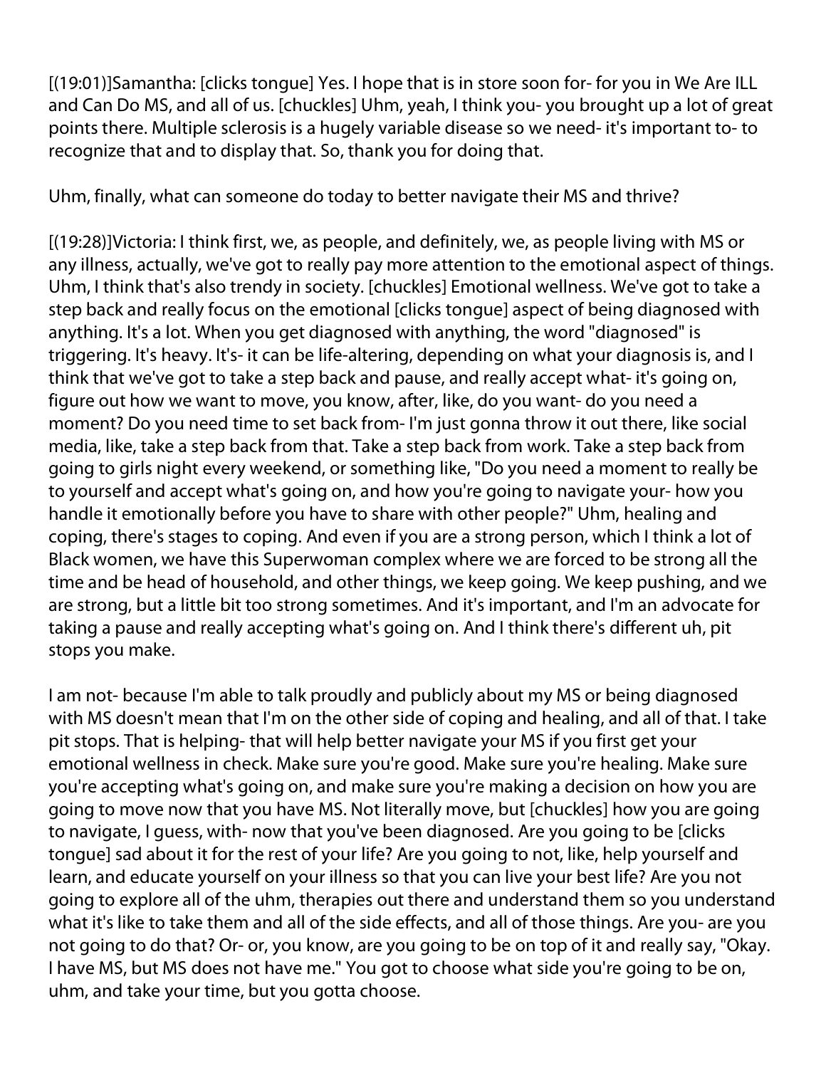[(19:01)]Samantha: [clicks tongue] Yes. I hope that is in store soon for- for you in We Are ILL and Can Do MS, and all of us. [chuckles] Uhm, yeah, I think you- you brought up a lot of great points there. Multiple sclerosis is a hugely variable disease so we need- it's important to- to recognize that and to display that. So, thank you for doing that.

Uhm, finally, what can someone do today to better navigate their MS and thrive?

[(19:28)]Victoria: I think first, we, as people, and definitely, we, as people living with MS or any illness, actually, we've got to really pay more attention to the emotional aspect of things. Uhm, I think that's also trendy in society. [chuckles] Emotional wellness. We've got to take a step back and really focus on the emotional [clicks tongue] aspect of being diagnosed with anything. It's a lot. When you get diagnosed with anything, the word "diagnosed" is triggering. It's heavy. It's- it can be life-altering, depending on what your diagnosis is, and I think that we've got to take a step back and pause, and really accept what- it's going on, figure out how we want to move, you know, after, like, do you want- do you need a moment? Do you need time to set back from- I'm just gonna throw it out there, like social media, like, take a step back from that. Take a step back from work. Take a step back from going to girls night every weekend, or something like, "Do you need a moment to really be to yourself and accept what's going on, and how you're going to navigate your- how you handle it emotionally before you have to share with other people?" Uhm, healing and coping, there's stages to coping. And even if you are a strong person, which I think a lot of Black women, we have this Superwoman complex where we are forced to be strong all the time and be head of household, and other things, we keep going. We keep pushing, and we are strong, but a little bit too strong sometimes. And it's important, and I'm an advocate for taking a pause and really accepting what's going on. And I think there's different uh, pit stops you make.

I am not- because I'm able to talk proudly and publicly about my MS or being diagnosed with MS doesn't mean that I'm on the other side of coping and healing, and all of that. I take pit stops. That is helping- that will help better navigate your MS if you first get your emotional wellness in check. Make sure you're good. Make sure you're healing. Make sure you're accepting what's going on, and make sure you're making a decision on how you are going to move now that you have MS. Not literally move, but [chuckles] how you are going to navigate, I guess, with- now that you've been diagnosed. Are you going to be [clicks tongue] sad about it for the rest of your life? Are you going to not, like, help yourself and learn, and educate yourself on your illness so that you can live your best life? Are you not going to explore all of the uhm, therapies out there and understand them so you understand what it's like to take them and all of the side effects, and all of those things. Are you- are you not going to do that? Or- or, you know, are you going to be on top of it and really say, "Okay. I have MS, but MS does not have me." You got to choose what side you're going to be on, uhm, and take your time, but you gotta choose.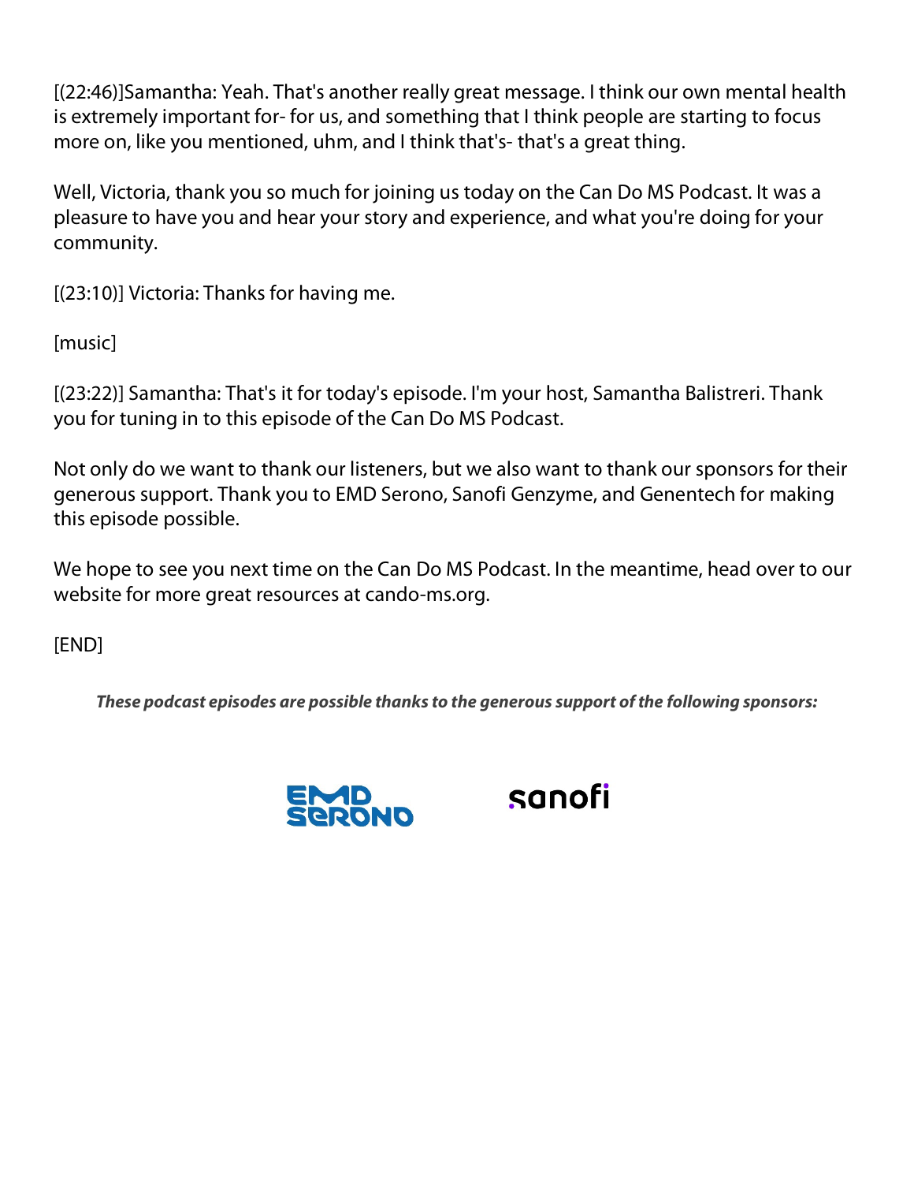[(22:46)]Samantha: Yeah. That's another really great message. I think our own mental health is extremely important for- for us, and something that I think people are starting to focus more on, like you mentioned, uhm, and I think that's- that's a great thing.

Well, Victoria, thank you so much for joining us today on the Can Do MS Podcast. It was a pleasure to have you and hear your story and experience, and what you're doing for your community.

[(23:10)] Victoria: Thanks for having me.

[music]

[(23:22)] Samantha: That's it for today's episode. I'm your host, Samantha Balistreri. Thank you for tuning in to this episode of the Can Do MS Podcast.

Not only do we want to thank our listeners, but we also want to thank our sponsors for their generous support. Thank you to EMD Serono, Sanofi Genzyme, and Genentech for making this episode possible.

We hope to see you next time on the Can Do MS Podcast. In the meantime, head over to our website for more great resources at cando-ms.org.

[END]

***These podcast episodes are possible thanks to the generous support of the following sponsors:***

EMD SERONO

sanofi